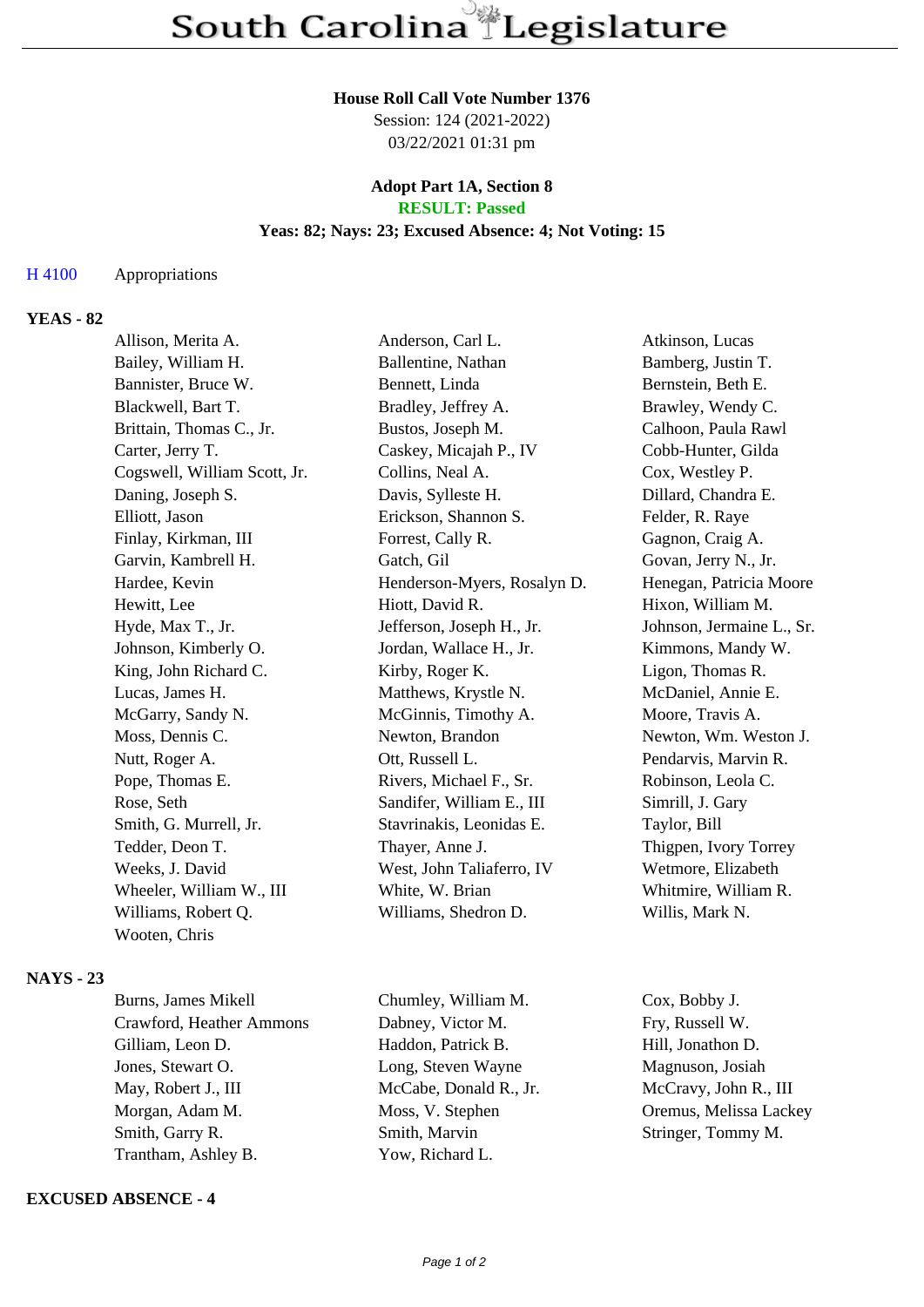# South Carolina Legislature

**House Roll Call Vote Number 1376**
Session: 124 (2021-2022)
03/22/2021 01:31 pm

**Adopt Part 1A, Section 8**
**RESULT: Passed**
**Yeas: 82; Nays: 23; Excused Absence: 4; Not Voting: 15**

H 4100 Appropriations

## YEAS - 82

| | | |
|---|---|---|
| Allison, Merita A. | Anderson, Carl L. | Atkinson, Lucas |
| Bailey, William H. | Ballentine, Nathan | Bamberg, Justin T. |
| Bannister, Bruce W. | Bennett, Linda | Bernstein, Beth E. |
| Blackwell, Bart T. | Bradley, Jeffrey A. | Brawley, Wendy C. |
| Brittain, Thomas C., Jr. | Bustos, Joseph M. | Calhoon, Paula Rawl |
| Carter, Jerry T. | Caskey, Micajah P., IV | Cobb-Hunter, Gilda |
| Cogswell, William Scott, Jr. | Collins, Neal A. | Cox, Westley P. |
| Daning, Joseph S. | Davis, Sylleste H. | Dillard, Chandra E. |
| Elliott, Jason | Erickson, Shannon S. | Felder, R. Raye |
| Finlay, Kirkman, III | Forrest, Cally R. | Gagnon, Craig A. |
| Garvin, Kambrell H. | Gatch, Gil | Govan, Jerry N., Jr. |
| Hardee, Kevin | Henderson-Myers, Rosalyn D. | Henegan, Patricia Moore |
| Hewitt, Lee | Hiott, David R. | Hixon, William M. |
| Hyde, Max T., Jr. | Jefferson, Joseph H., Jr. | Johnson, Jermaine L., Sr. |
| Johnson, Kimberly O. | Jordan, Wallace H., Jr. | Kimmons, Mandy W. |
| King, John Richard C. | Kirby, Roger K. | Ligon, Thomas R. |
| Lucas, James H. | Matthews, Krystle N. | McDaniel, Annie E. |
| McGarry, Sandy N. | McGinnis, Timothy A. | Moore, Travis A. |
| Moss, Dennis C. | Newton, Brandon | Newton, Wm. Weston J. |
| Nutt, Roger A. | Ott, Russell L. | Pendarvis, Marvin R. |
| Pope, Thomas E. | Rivers, Michael F., Sr. | Robinson, Leola C. |
| Rose, Seth | Sandifer, William E., III | Simrill, J. Gary |
| Smith, G. Murrell, Jr. | Stavrinakis, Leonidas E. | Taylor, Bill |
| Tedder, Deon T. | Thayer, Anne J. | Thigpen, Ivory Torrey |
| Weeks, J. David | West, John Taliaferro, IV | Wetmore, Elizabeth |
| Wheeler, William W., III | White, W. Brian | Whitmire, William R. |
| Williams, Robert Q. | Williams, Shedron D. | Willis, Mark N. |
| Wooten, Chris | | |

## NAYS - 23

| | | |
|---|---|---|
| Burns, James Mikell | Chumley, William M. | Cox, Bobby J. |
| Crawford, Heather Ammons | Dabney, Victor M. | Fry, Russell W. |
| Gilliam, Leon D. | Haddon, Patrick B. | Hill, Jonathon D. |
| Jones, Stewart O. | Long, Steven Wayne | Magnuson, Josiah |
| May, Robert J., III | McCabe, Donald R., Jr. | McCravy, John R., III |
| Morgan, Adam M. | Moss, V. Stephen | Oremus, Melissa Lackey |
| Smith, Garry R. | Smith, Marvin | Stringer, Tommy M. |
| Trantham, Ashley B. | Yow, Richard L. | |

## EXCUSED ABSENCE - 4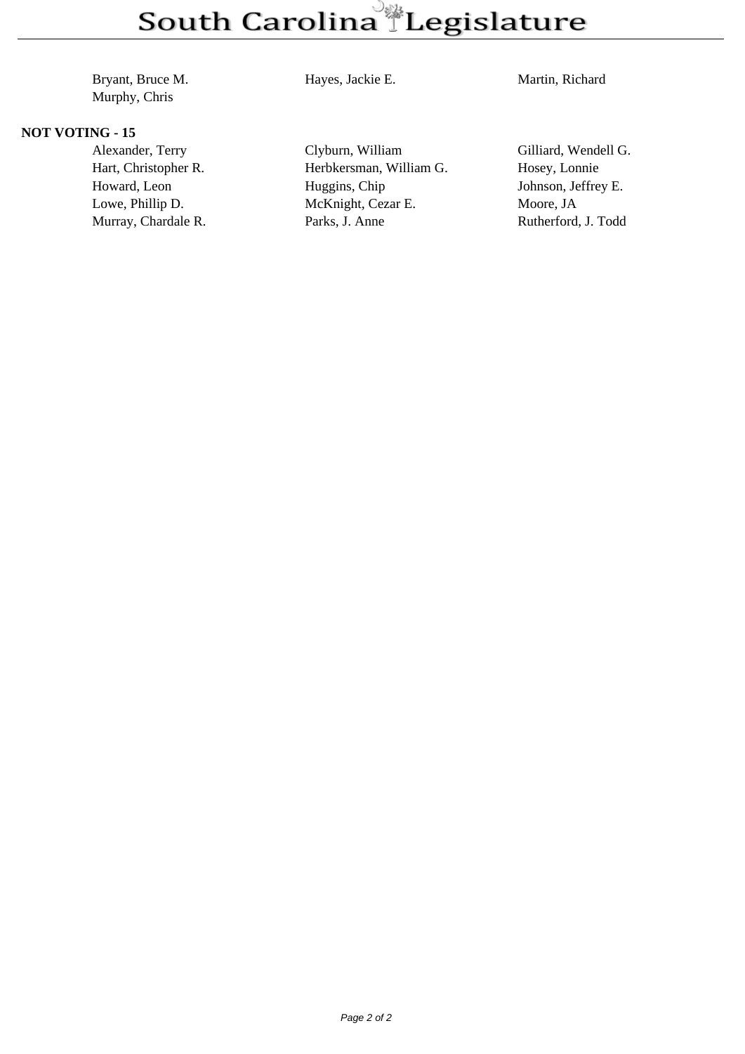Bryant, Bruce M.  
Hayes, Jackie E.  
Martin, Richard  
Murphy, Chris

**NOT VOTING - 15**

Alexander, Terry  
Clyburn, William  
Gilliard, Wendell G.  
Hart, Christopher R.  
Herbkersman, William G.  
Hosey, Lonnie  
Howard, Leon  
Huggins, Chip  
Johnson, Jeffrey E.  
Lowe, Phillip D.  
McKnight, Cezar E.  
Moore, JA  
Murray, Chardale R.  
Parks, J. Anne  
Rutherford, J. Todd